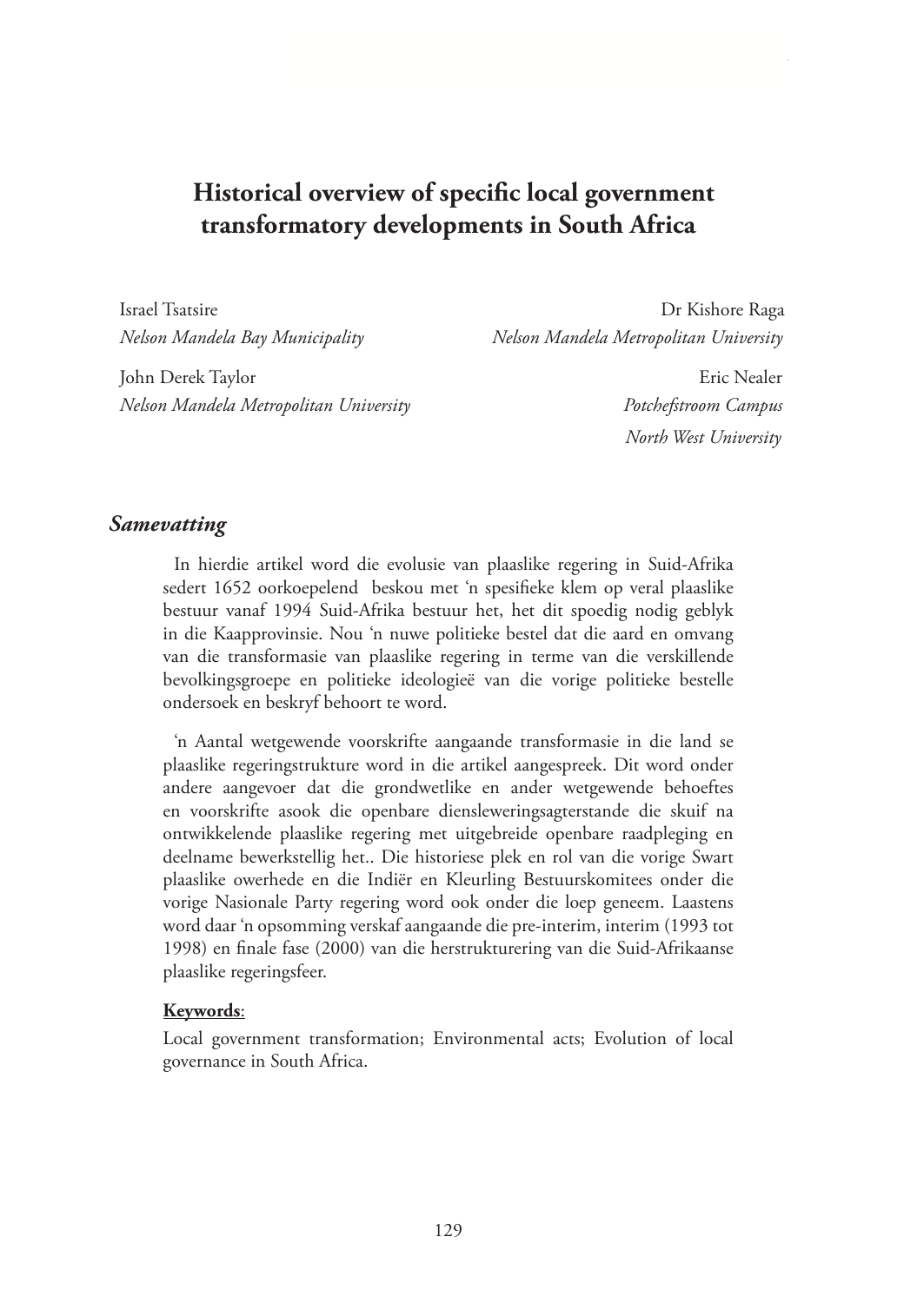# Historical overview of specific local government transformatory developments in South Africa

Israel Tsatsire
*Nelson Mandela Bay Municipality*

Dr Kishore Raga
*Nelson Mandela Metropolitan University*

John Derek Taylor
*Nelson Mandela Metropolitan University*

Eric Nealer
*Potchefstroom Campus*
*North West University*

## *Samevatting*

In hierdie artikel word die evolusie van plaaslike regering in Suid-Afrika sedert 1652 oorkoepelend beskou met 'n spesifieke klem op veral plaaslike bestuur vanaf 1994 Suid-Afrika bestuur het, het dit spoedig nodig geblyk in die Kaapprovinsie. Nou 'n nuwe politieke bestel dat die aard en omvang van die transformasie van plaaslike regering in terme van die verskillende bevolkingsgroepe en politieke ideologieë van die vorige politieke bestelle ondersoek en beskryf behoort te word.

'n Aantal wetgewende voorskrifte aangaande transformasie in die land se plaaslike regeringstrukture word in die artikel aangespreek. Dit word onder andere aangevoer dat die grondwetlike en ander wetgewende behoeftes en voorskrifte asook die openbare diensleweringsagterstande die skuif na ontwikkelende plaaslike regering met uitgebreide openbare raadpleging en deelname bewerkstellig het.. Die historiese plek en rol van die vorige Swart plaaslike owerhede en die Indiër en Kleurling Bestuurskomitees onder die vorige Nasionale Party regering word ook onder die loep geneem. Laastens word daar 'n opsomming verskaf aangaande die pre-interim, interim (1993 tot 1998) en finale fase (2000) van die herstrukturering van die Suid-Afrikaanse plaaslike regeringsfeer.

**Keywords**:

Local government transformation; Environmental acts; Evolution of local governance in South Africa.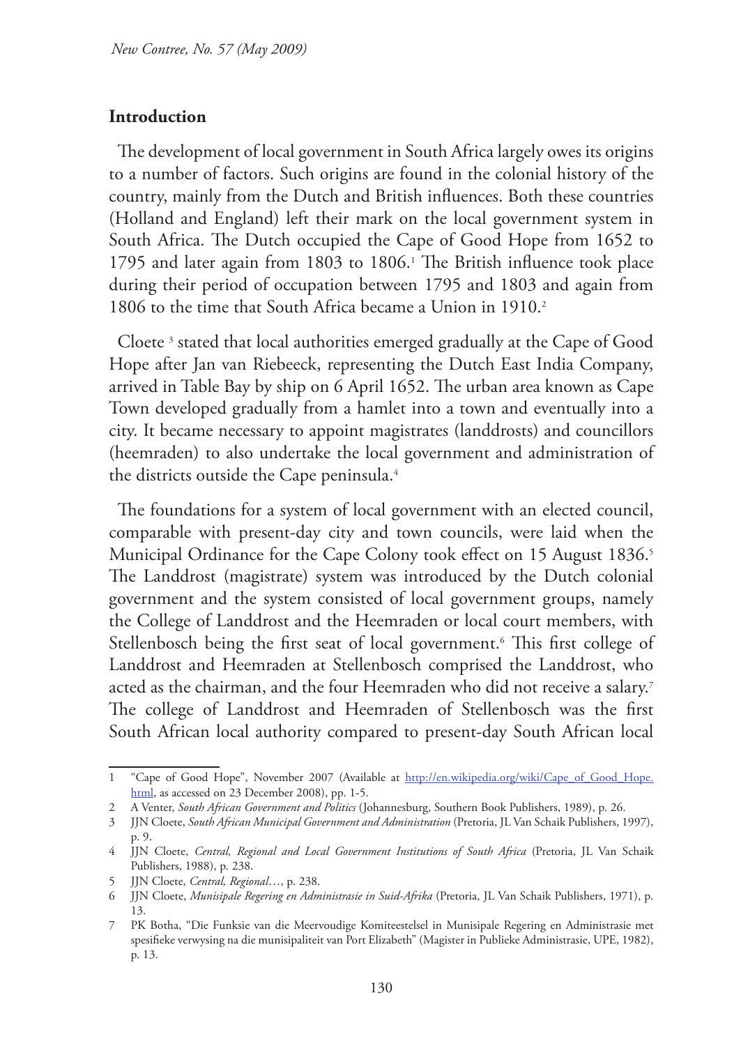## Introduction

The development of local government in South Africa largely owes its origins to a number of factors. Such origins are found in the colonial history of the country, mainly from the Dutch and British influences. Both these countries (Holland and England) left their mark on the local government system in South Africa. The Dutch occupied the Cape of Good Hope from 1652 to 1795 and later again from 1803 to 1806.[1] The British influence took place during their period of occupation between 1795 and 1803 and again from 1806 to the time that South Africa became a Union in 1910.[2]

Cloete [3] stated that local authorities emerged gradually at the Cape of Good Hope after Jan van Riebeeck, representing the Dutch East India Company, arrived in Table Bay by ship on 6 April 1652. The urban area known as Cape Town developed gradually from a hamlet into a town and eventually into a city. It became necessary to appoint magistrates (landdrosts) and councillors (heemraden) to also undertake the local government and administration of the districts outside the Cape peninsula.[4]

The foundations for a system of local government with an elected council, comparable with present-day city and town councils, were laid when the Municipal Ordinance for the Cape Colony took effect on 15 August 1836.[5] The Landdrost (magistrate) system was introduced by the Dutch colonial government and the system consisted of local government groups, namely the College of Landdrost and the Heemraden or local court members, with Stellenbosch being the first seat of local government.[6] This first college of Landdrost and Heemraden at Stellenbosch comprised the Landdrost, who acted as the chairman, and the four Heemraden who did not receive a salary.[7] The college of Landdrost and Heemraden of Stellenbosch was the first South African local authority compared to present-day South African local

---

1 "Cape of Good Hope", November 2007 (Available at http://en.wikipedia.org/wiki/Cape_of_Good_Hope.html, as accessed on 23 December 2008), pp. 1-5.

2 A Venter, *South African Government and Politics* (Johannesburg, Southern Book Publishers, 1989), p. 26.

3 JJN Cloete, *South African Municipal Government and Administration* (Pretoria, JL Van Schaik Publishers, 1997), p. 9.

4 JJN Cloete, *Central, Regional and Local Government Institutions of South Africa* (Pretoria, JL Van Schaik Publishers, 1988), p. 238.

5 JJN Cloete, *Central, Regional*…, p. 238.

6 JJN Cloete, *Munisipale Regering en Administrasie in Suid-Afrika* (Pretoria, JL Van Schaik Publishers, 1971), p. 13.

7 PK Botha, "Die Funksie van die Meervoudige Komiteestelsel in Munisipale Regering en Administrasie met spesifieke verwysing na die munisipaliteit van Port Elizabeth" (Magister in Publieke Administrasie, UPE, 1982), p. 13.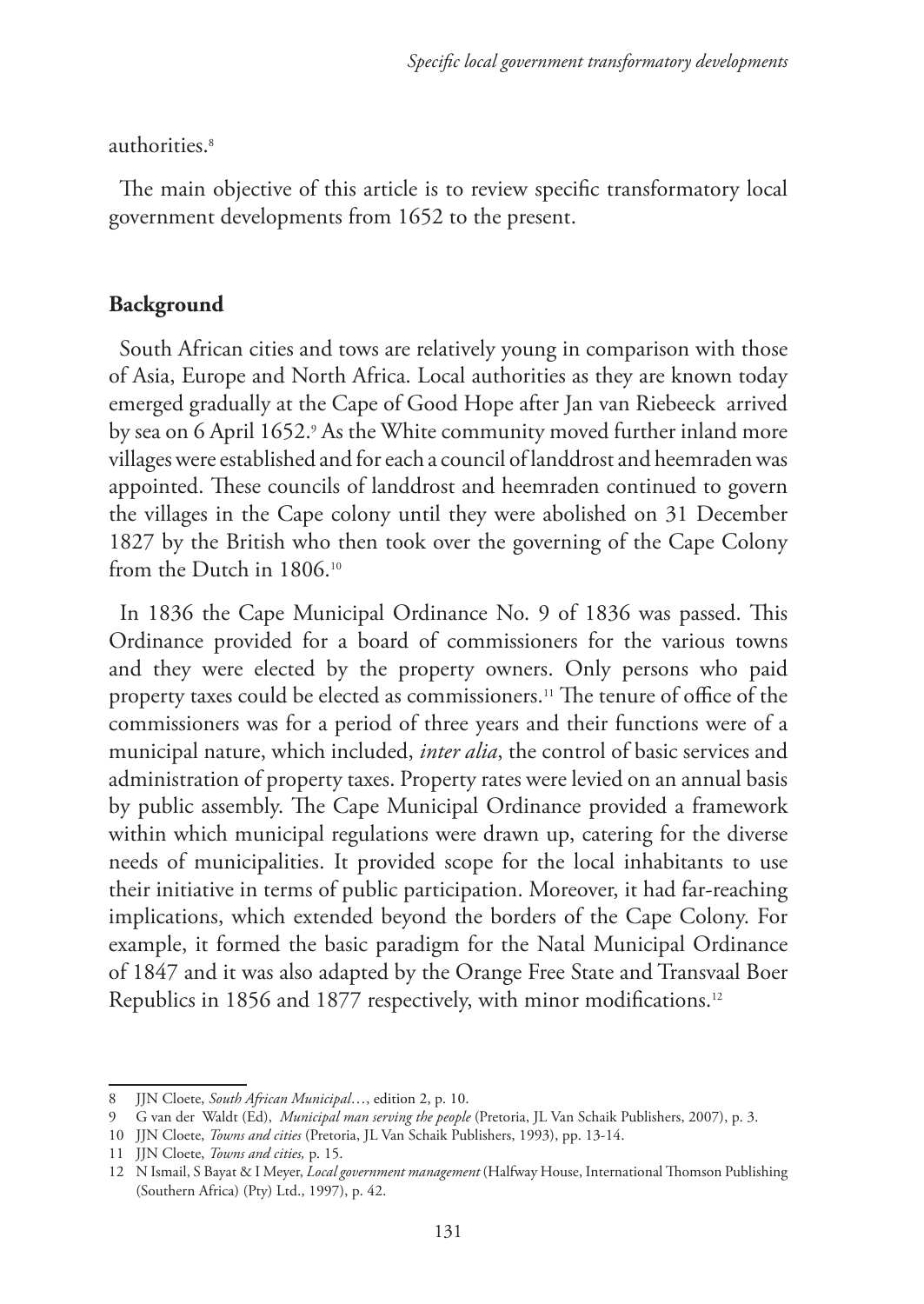authorities.[8]

The main objective of this article is to review specific transformatory local government developments from 1652 to the present.

## Background

South African cities and tows are relatively young in comparison with those of Asia, Europe and North Africa. Local authorities as they are known today emerged gradually at the Cape of Good Hope after Jan van Riebeeck arrived by sea on 6 April 1652.[9] As the White community moved further inland more villages were established and for each a council of landdrost and heemraden was appointed. These councils of landdrost and heemraden continued to govern the villages in the Cape colony until they were abolished on 31 December 1827 by the British who then took over the governing of the Cape Colony from the Dutch in 1806.[10]

In 1836 the Cape Municipal Ordinance No. 9 of 1836 was passed. This Ordinance provided for a board of commissioners for the various towns and they were elected by the property owners. Only persons who paid property taxes could be elected as commissioners.[11] The tenure of office of the commissioners was for a period of three years and their functions were of a municipal nature, which included, *inter alia*, the control of basic services and administration of property taxes. Property rates were levied on an annual basis by public assembly. The Cape Municipal Ordinance provided a framework within which municipal regulations were drawn up, catering for the diverse needs of municipalities. It provided scope for the local inhabitants to use their initiative in terms of public participation. Moreover, it had far-reaching implications, which extended beyond the borders of the Cape Colony. For example, it formed the basic paradigm for the Natal Municipal Ordinance of 1847 and it was also adapted by the Orange Free State and Transvaal Boer Republics in 1856 and 1877 respectively, with minor modifications.[12]

---

8 JJN Cloete, *South African Municipal*…, edition 2, p. 10.

9 G van der Waldt (Ed), *Municipal man serving the people* (Pretoria, JL Van Schaik Publishers, 2007), p. 3.

10 JJN Cloete, *Towns and cities* (Pretoria, JL Van Schaik Publishers, 1993), pp. 13-14.

11 JJN Cloete, *Towns and cities,* p. 15.

12 N Ismail, S Bayat & I Meyer, *Local government management* (Halfway House, International Thomson Publishing (Southern Africa) (Pty) Ltd., 1997), p. 42.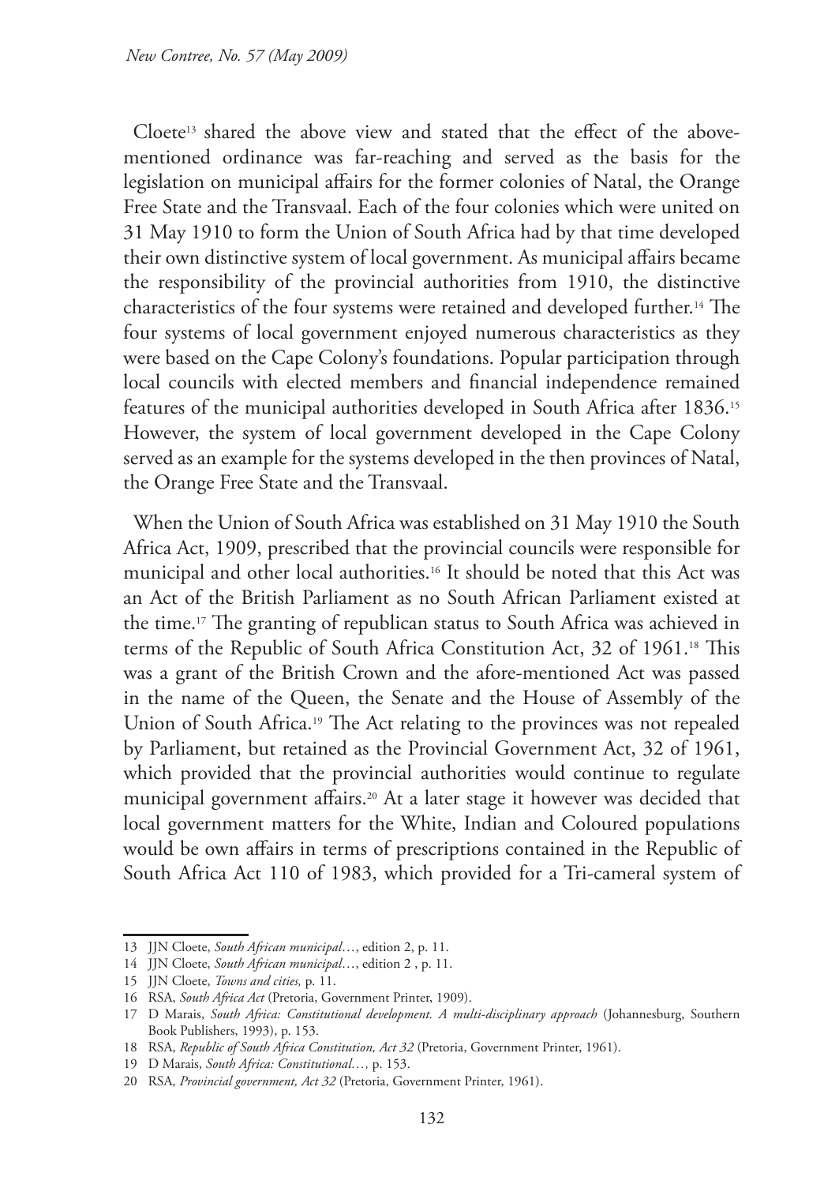Cloete[13] shared the above view and stated that the effect of the above-mentioned ordinance was far-reaching and served as the basis for the legislation on municipal affairs for the former colonies of Natal, the Orange Free State and the Transvaal. Each of the four colonies which were united on 31 May 1910 to form the Union of South Africa had by that time developed their own distinctive system of local government. As municipal affairs became the responsibility of the provincial authorities from 1910, the distinctive characteristics of the four systems were retained and developed further.[14] The four systems of local government enjoyed numerous characteristics as they were based on the Cape Colony's foundations. Popular participation through local councils with elected members and financial independence remained features of the municipal authorities developed in South Africa after 1836.[15] However, the system of local government developed in the Cape Colony served as an example for the systems developed in the then provinces of Natal, the Orange Free State and the Transvaal.

When the Union of South Africa was established on 31 May 1910 the South Africa Act, 1909, prescribed that the provincial councils were responsible for municipal and other local authorities.[16] It should be noted that this Act was an Act of the British Parliament as no South African Parliament existed at the time.[17] The granting of republican status to South Africa was achieved in terms of the Republic of South Africa Constitution Act, 32 of 1961.[18] This was a grant of the British Crown and the afore-mentioned Act was passed in the name of the Queen, the Senate and the House of Assembly of the Union of South Africa.[19] The Act relating to the provinces was not repealed by Parliament, but retained as the Provincial Government Act, 32 of 1961, which provided that the provincial authorities would continue to regulate municipal government affairs.[20] At a later stage it however was decided that local government matters for the White, Indian and Coloured populations would be own affairs in terms of prescriptions contained in the Republic of South Africa Act 110 of 1983, which provided for a Tri-cameral system of

---

13 JJN Cloete, *South African municipal…*, edition 2, p. 11.

14 JJN Cloete, *South African municipal…*, edition 2 , p. 11.

15 JJN Cloete, *Towns and cities,* p. 11.

16 RSA, *South Africa Act* (Pretoria, Government Printer, 1909).

17 D Marais, *South Africa: Constitutional development. A multi-disciplinary approach* (Johannesburg, Southern Book Publishers, 1993), p. 153.

18 RSA, *Republic of South Africa Constitution, Act 32* (Pretoria, Government Printer, 1961).

19 D Marais, *South Africa: Constitutional…,* p. 153.

20 RSA, *Provincial government, Act 32* (Pretoria, Government Printer, 1961).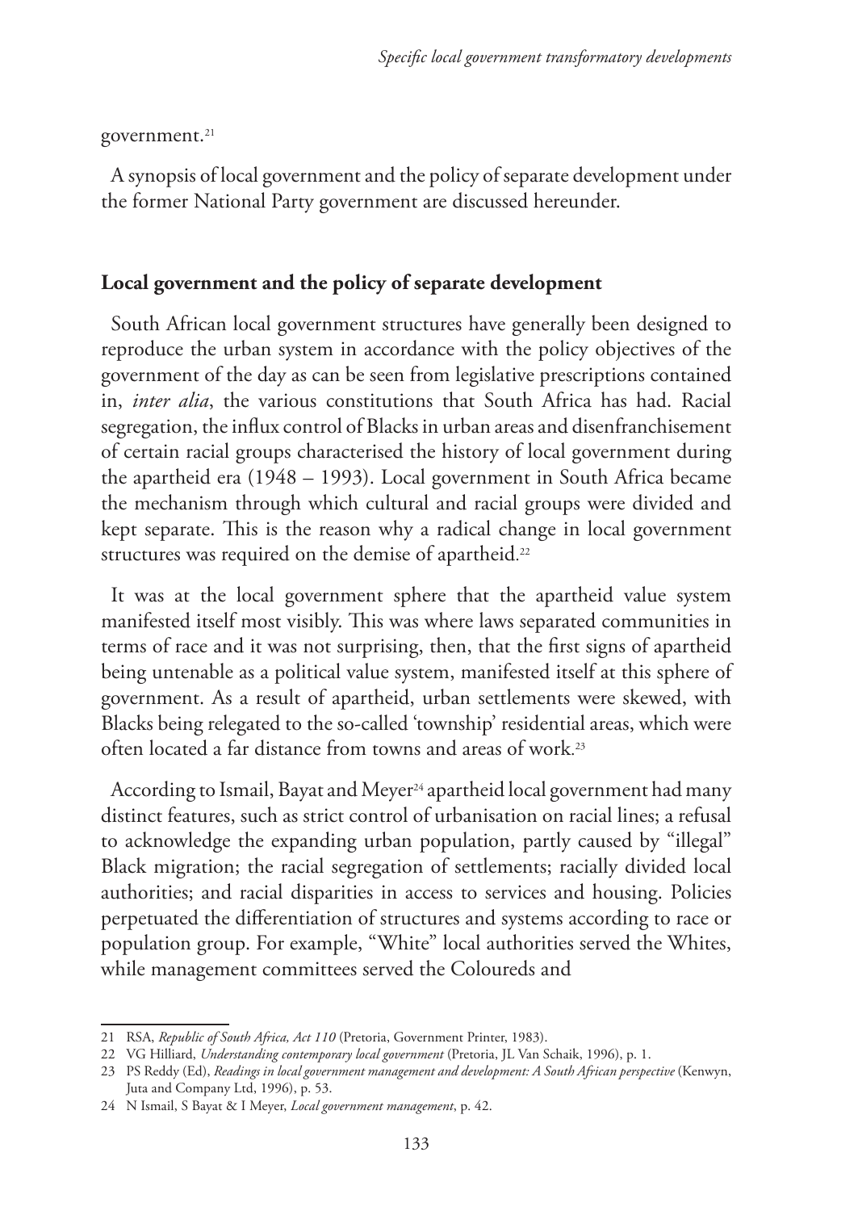government.[21]

A synopsis of local government and the policy of separate development under the former National Party government are discussed hereunder.

## Local government and the policy of separate development

South African local government structures have generally been designed to reproduce the urban system in accordance with the policy objectives of the government of the day as can be seen from legislative prescriptions contained in, *inter alia*, the various constitutions that South Africa has had. Racial segregation, the influx control of Blacks in urban areas and disenfranchisement of certain racial groups characterised the history of local government during the apartheid era (1948 – 1993). Local government in South Africa became the mechanism through which cultural and racial groups were divided and kept separate. This is the reason why a radical change in local government structures was required on the demise of apartheid.[22]

It was at the local government sphere that the apartheid value system manifested itself most visibly. This was where laws separated communities in terms of race and it was not surprising, then, that the first signs of apartheid being untenable as a political value system, manifested itself at this sphere of government. As a result of apartheid, urban settlements were skewed, with Blacks being relegated to the so-called 'township' residential areas, which were often located a far distance from towns and areas of work.[23]

According to Ismail, Bayat and Meyer[24] apartheid local government had many distinct features, such as strict control of urbanisation on racial lines; a refusal to acknowledge the expanding urban population, partly caused by "illegal" Black migration; the racial segregation of settlements; racially divided local authorities; and racial disparities in access to services and housing. Policies perpetuated the differentiation of structures and systems according to race or population group. For example, "White" local authorities served the Whites, while management committees served the Coloureds and

---

21 RSA, *Republic of South Africa, Act 110* (Pretoria, Government Printer, 1983).

22 VG Hilliard, *Understanding contemporary local government* (Pretoria, JL Van Schaik, 1996), p. 1.

23 PS Reddy (Ed), *Readings in local government management and development: A South African perspective* (Kenwyn, Juta and Company Ltd, 1996), p. 53.

24 N Ismail, S Bayat & I Meyer, *Local government management*, p. 42.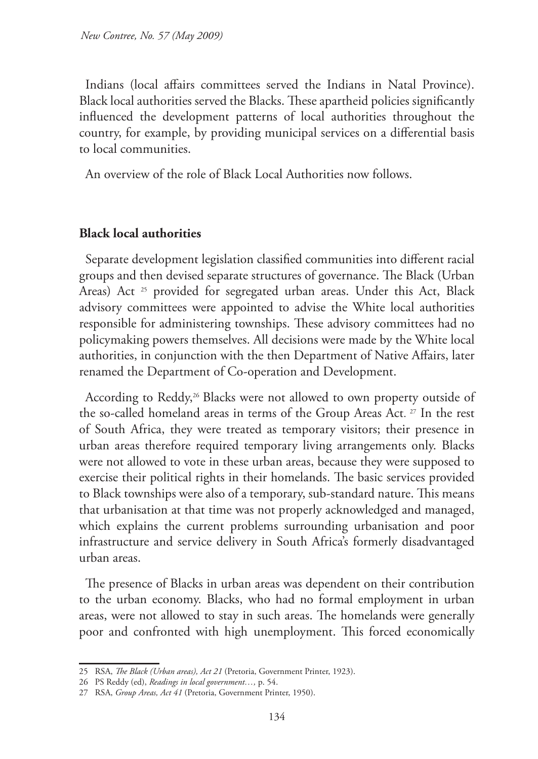Indians (local affairs committees served the Indians in Natal Province). Black local authorities served the Blacks. These apartheid policies significantly influenced the development patterns of local authorities throughout the country, for example, by providing municipal services on a differential basis to local communities.

An overview of the role of Black Local Authorities now follows.

**Black local authorities**

Separate development legislation classified communities into different racial groups and then devised separate structures of governance. The Black (Urban Areas) Act [25] provided for segregated urban areas. Under this Act, Black advisory committees were appointed to advise the White local authorities responsible for administering townships. These advisory committees had no policymaking powers themselves. All decisions were made by the White local authorities, in conjunction with the then Department of Native Affairs, later renamed the Department of Co-operation and Development.

According to Reddy,[26] Blacks were not allowed to own property outside of the so-called homeland areas in terms of the Group Areas Act. [27] In the rest of South Africa, they were treated as temporary visitors; their presence in urban areas therefore required temporary living arrangements only. Blacks were not allowed to vote in these urban areas, because they were supposed to exercise their political rights in their homelands. The basic services provided to Black townships were also of a temporary, sub-standard nature. This means that urbanisation at that time was not properly acknowledged and managed, which explains the current problems surrounding urbanisation and poor infrastructure and service delivery in South Africa's formerly disadvantaged urban areas.

The presence of Blacks in urban areas was dependent on their contribution to the urban economy. Blacks, who had no formal employment in urban areas, were not allowed to stay in such areas. The homelands were generally poor and confronted with high unemployment. This forced economically

---

25 RSA, *The Black (Urban areas), Act 21* (Pretoria, Government Printer, 1923).

26 PS Reddy (ed), *Readings in local government…,* p. 54.

27 RSA, *Group Areas, Act 41* (Pretoria, Government Printer, 1950).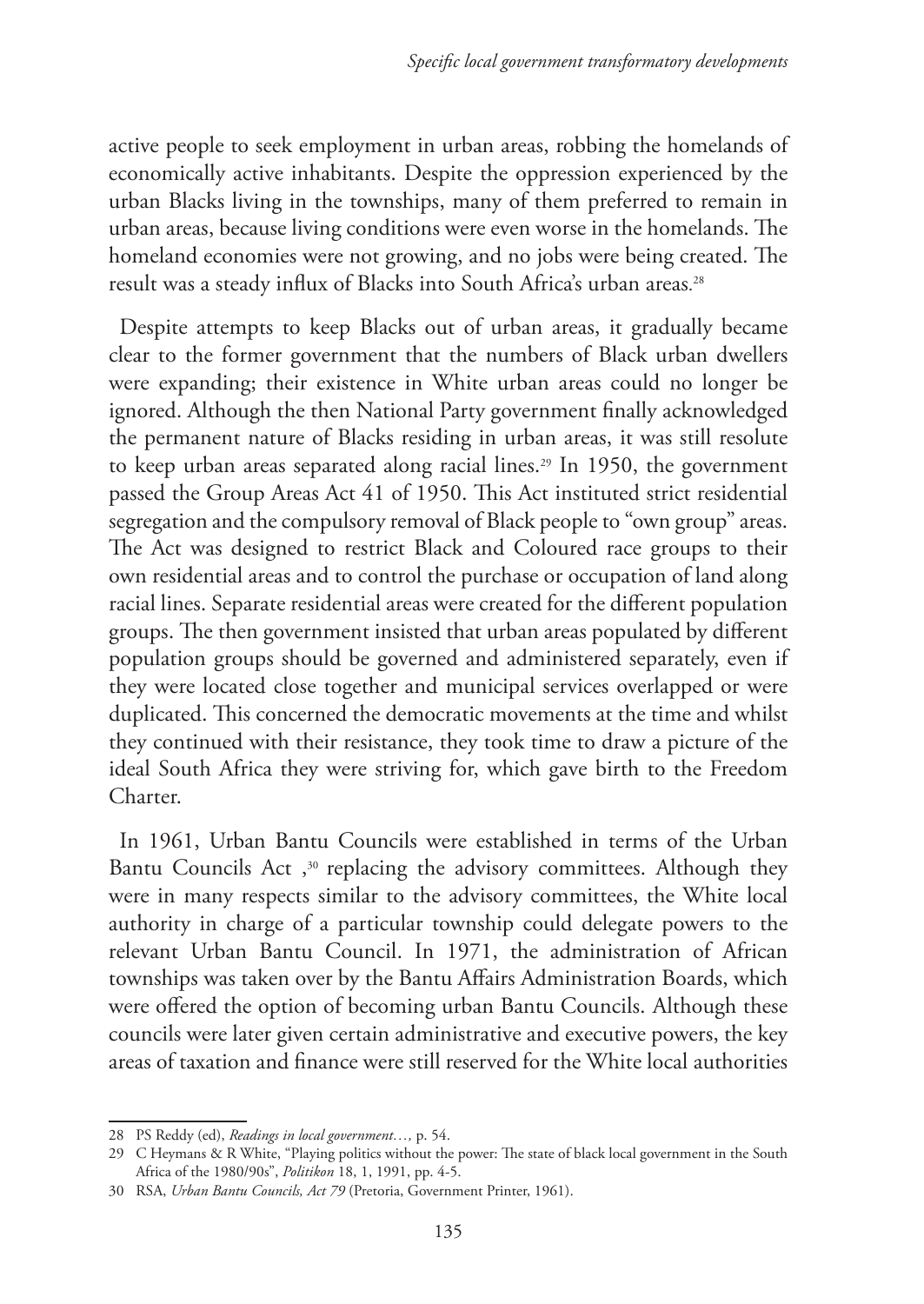active people to seek employment in urban areas, robbing the homelands of economically active inhabitants. Despite the oppression experienced by the urban Blacks living in the townships, many of them preferred to remain in urban areas, because living conditions were even worse in the homelands. The homeland economies were not growing, and no jobs were being created. The result was a steady influx of Blacks into South Africa's urban areas.[28]

Despite attempts to keep Blacks out of urban areas, it gradually became clear to the former government that the numbers of Black urban dwellers were expanding; their existence in White urban areas could no longer be ignored. Although the then National Party government finally acknowledged the permanent nature of Blacks residing in urban areas, it was still resolute to keep urban areas separated along racial lines.[29] In 1950, the government passed the Group Areas Act 41 of 1950. This Act instituted strict residential segregation and the compulsory removal of Black people to "own group" areas. The Act was designed to restrict Black and Coloured race groups to their own residential areas and to control the purchase or occupation of land along racial lines. Separate residential areas were created for the different population groups. The then government insisted that urban areas populated by different population groups should be governed and administered separately, even if they were located close together and municipal services overlapped or were duplicated. This concerned the democratic movements at the time and whilst they continued with their resistance, they took time to draw a picture of the ideal South Africa they were striving for, which gave birth to the Freedom Charter.

In 1961, Urban Bantu Councils were established in terms of the Urban Bantu Councils Act ,[30] replacing the advisory committees. Although they were in many respects similar to the advisory committees, the White local authority in charge of a particular township could delegate powers to the relevant Urban Bantu Council. In 1971, the administration of African townships was taken over by the Bantu Affairs Administration Boards, which were offered the option of becoming urban Bantu Councils. Although these councils were later given certain administrative and executive powers, the key areas of taxation and finance were still reserved for the White local authorities

---

28 PS Reddy (ed), *Readings in local government…,* p. 54.

29 C Heymans & R White, "Playing politics without the power: The state of black local government in the South Africa of the 1980/90s", *Politikon* 18, 1, 1991, pp. 4-5.

30 RSA, *Urban Bantu Councils, Act 79* (Pretoria, Government Printer, 1961).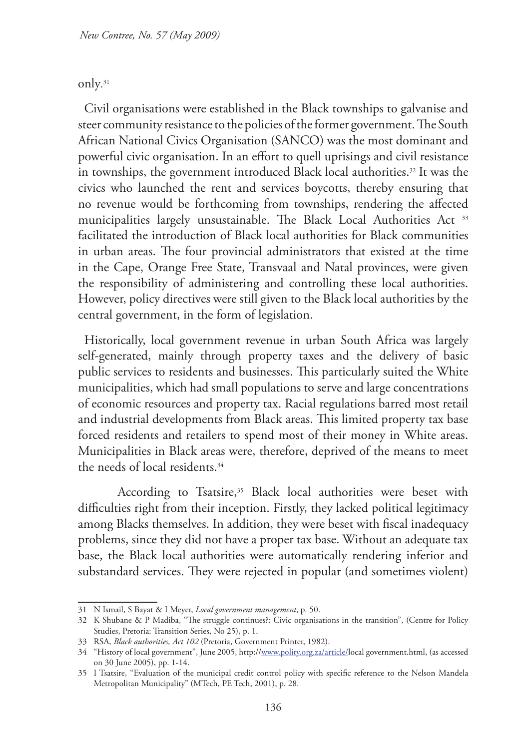only.[31]

Civil organisations were established in the Black townships to galvanise and steer community resistance to the policies of the former government. The South African National Civics Organisation (SANCO) was the most dominant and powerful civic organisation. In an effort to quell uprisings and civil resistance in townships, the government introduced Black local authorities.[32] It was the civics who launched the rent and services boycotts, thereby ensuring that no revenue would be forthcoming from townships, rendering the affected municipalities largely unsustainable. The Black Local Authorities Act [33] facilitated the introduction of Black local authorities for Black communities in urban areas. The four provincial administrators that existed at the time in the Cape, Orange Free State, Transvaal and Natal provinces, were given the responsibility of administering and controlling these local authorities. However, policy directives were still given to the Black local authorities by the central government, in the form of legislation.

Historically, local government revenue in urban South Africa was largely self-generated, mainly through property taxes and the delivery of basic public services to residents and businesses. This particularly suited the White municipalities, which had small populations to serve and large concentrations of economic resources and property tax. Racial regulations barred most retail and industrial developments from Black areas. This limited property tax base forced residents and retailers to spend most of their money in White areas. Municipalities in Black areas were, therefore, deprived of the means to meet the needs of local residents.[34]

According to Tsatsire,[35] Black local authorities were beset with difficulties right from their inception. Firstly, they lacked political legitimacy among Blacks themselves. In addition, they were beset with fiscal inadequacy problems, since they did not have a proper tax base. Without an adequate tax base, the Black local authorities were automatically rendering inferior and substandard services. They were rejected in popular (and sometimes violent)

---

31 N Ismail, S Bayat & I Meyer, *Local government management*, p. 50.

32 K Shubane & P Madiba, "The struggle continues?: Civic organisations in the transition", (Centre for Policy Studies, Pretoria: Transition Series, No 25), p. 1.

33 RSA, *Black authorities, Act 102* (Pretoria, Government Printer, 1982).

34 "History of local government", June 2005, http://www.polity.org.za/article/local government.html, (as accessed on 30 June 2005), pp. 1-14.

35 I Tsatsire, "Evaluation of the municipal credit control policy with specific reference to the Nelson Mandela Metropolitan Municipality" (MTech, PE Tech, 2001), p. 28.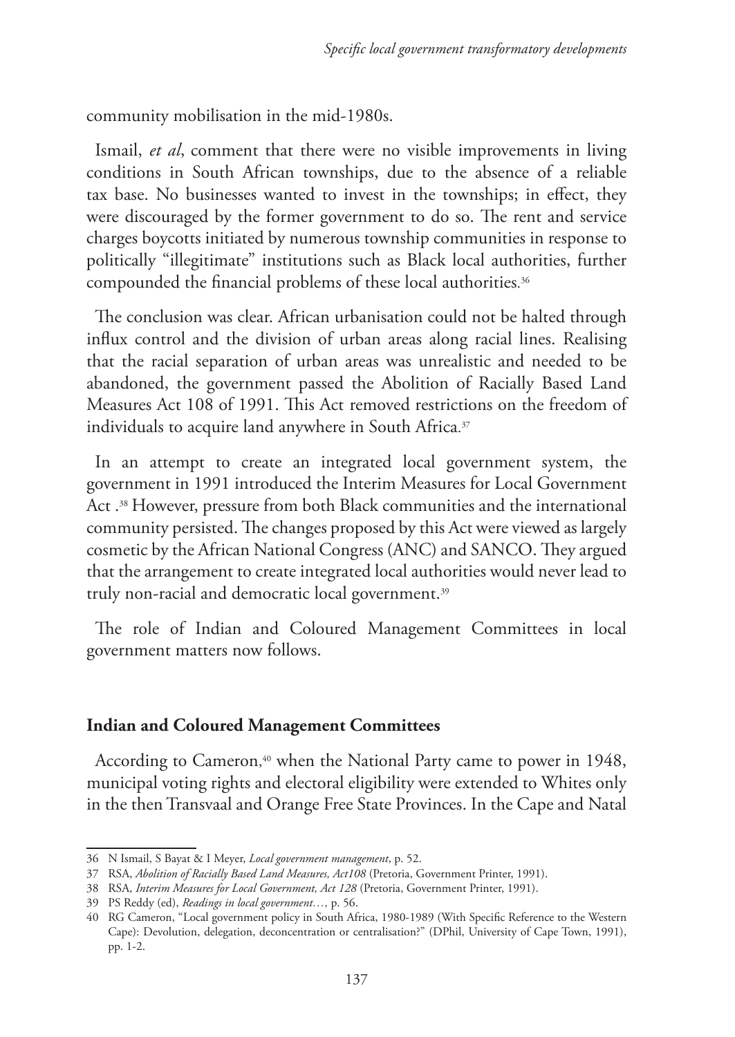community mobilisation in the mid-1980s.

Ismail, *et al*, comment that there were no visible improvements in living conditions in South African townships, due to the absence of a reliable tax base. No businesses wanted to invest in the townships; in effect, they were discouraged by the former government to do so. The rent and service charges boycotts initiated by numerous township communities in response to politically "illegitimate" institutions such as Black local authorities, further compounded the financial problems of these local authorities.[36]

The conclusion was clear. African urbanisation could not be halted through influx control and the division of urban areas along racial lines. Realising that the racial separation of urban areas was unrealistic and needed to be abandoned, the government passed the Abolition of Racially Based Land Measures Act 108 of 1991. This Act removed restrictions on the freedom of individuals to acquire land anywhere in South Africa.[37]

In an attempt to create an integrated local government system, the government in 1991 introduced the Interim Measures for Local Government Act .[38] However, pressure from both Black communities and the international community persisted. The changes proposed by this Act were viewed as largely cosmetic by the African National Congress (ANC) and SANCO. They argued that the arrangement to create integrated local authorities would never lead to truly non-racial and democratic local government.[39]

The role of Indian and Coloured Management Committees in local government matters now follows.

## Indian and Coloured Management Committees

According to Cameron,[40] when the National Party came to power in 1948, municipal voting rights and electoral eligibility were extended to Whites only in the then Transvaal and Orange Free State Provinces. In the Cape and Natal

---

36 N Ismail, S Bayat & I Meyer, *Local government management*, p. 52.

37 RSA, *Abolition of Racially Based Land Measures, Act108* (Pretoria, Government Printer, 1991).

38 RSA, *Interim Measures for Local Government, Act 128* (Pretoria, Government Printer, 1991).

39 PS Reddy (ed), *Readings in local government…,* p. 56.

40 RG Cameron, "Local government policy in South Africa, 1980-1989 (With Specific Reference to the Western Cape): Devolution, delegation, deconcentration or centralisation?" (DPhil, University of Cape Town, 1991), pp. 1-2.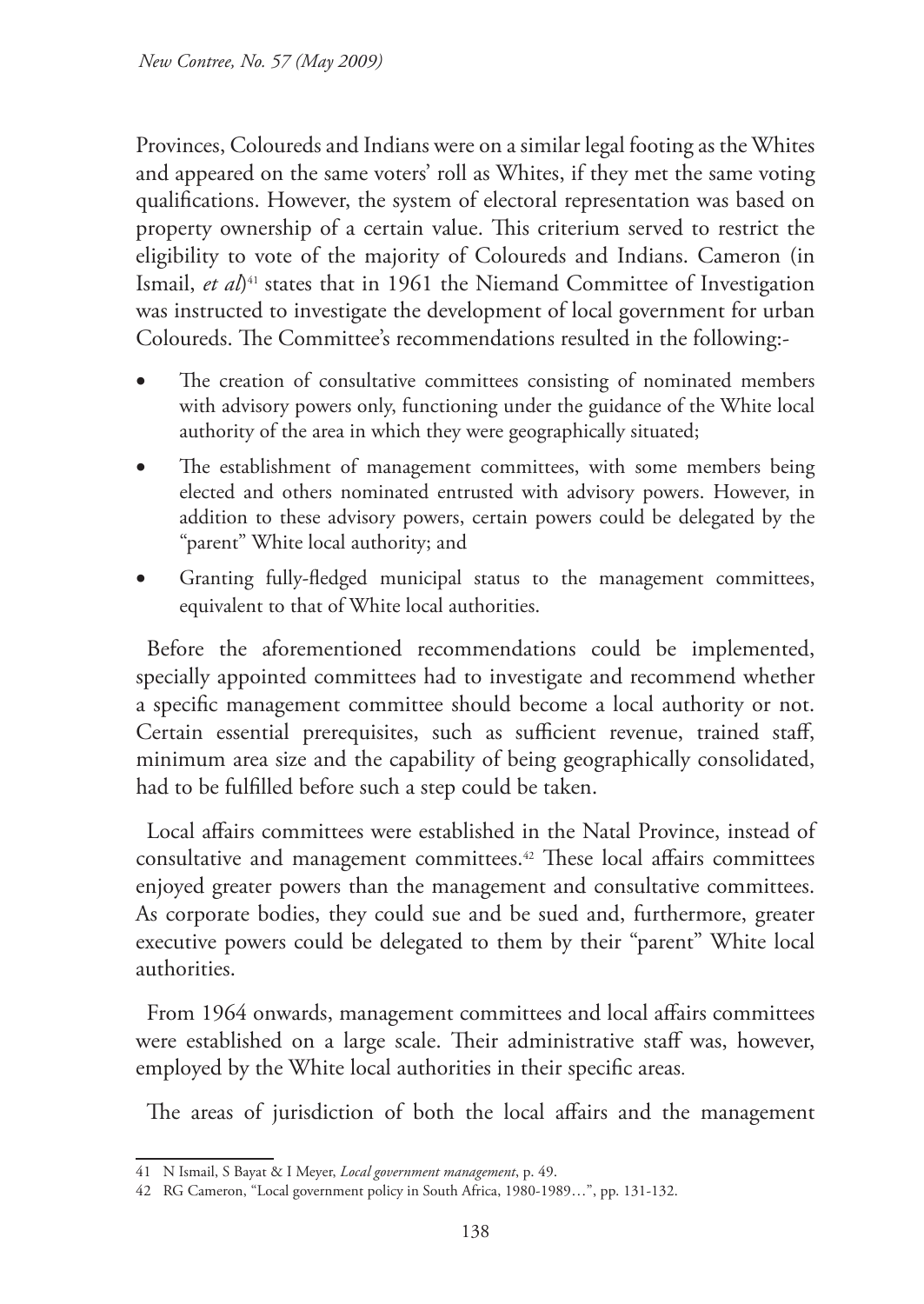Provinces, Coloureds and Indians were on a similar legal footing as the Whites and appeared on the same voters' roll as Whites, if they met the same voting qualifications. However, the system of electoral representation was based on property ownership of a certain value. This criterium served to restrict the eligibility to vote of the majority of Coloureds and Indians. Cameron (in Ismail, *et al*)[41] states that in 1961 the Niemand Committee of Investigation was instructed to investigate the development of local government for urban Coloureds. The Committee's recommendations resulted in the following:-

- The creation of consultative committees consisting of nominated members with advisory powers only, functioning under the guidance of the White local authority of the area in which they were geographically situated;
- The establishment of management committees, with some members being elected and others nominated entrusted with advisory powers. However, in addition to these advisory powers, certain powers could be delegated by the "parent" White local authority; and
- Granting fully-fledged municipal status to the management committees, equivalent to that of White local authorities.

Before the aforementioned recommendations could be implemented, specially appointed committees had to investigate and recommend whether a specific management committee should become a local authority or not. Certain essential prerequisites, such as sufficient revenue, trained staff, minimum area size and the capability of being geographically consolidated, had to be fulfilled before such a step could be taken.

Local affairs committees were established in the Natal Province, instead of consultative and management committees.[42] These local affairs committees enjoyed greater powers than the management and consultative committees. As corporate bodies, they could sue and be sued and, furthermore, greater executive powers could be delegated to them by their "parent" White local authorities.

From 1964 onwards, management committees and local affairs committees were established on a large scale. Their administrative staff was, however, employed by the White local authorities in their specific areas.

The areas of jurisdiction of both the local affairs and the management

---

41 N Ismail, S Bayat & I Meyer, *Local government management*, p. 49.

42 RG Cameron, "Local government policy in South Africa, 1980-1989…", pp. 131-132.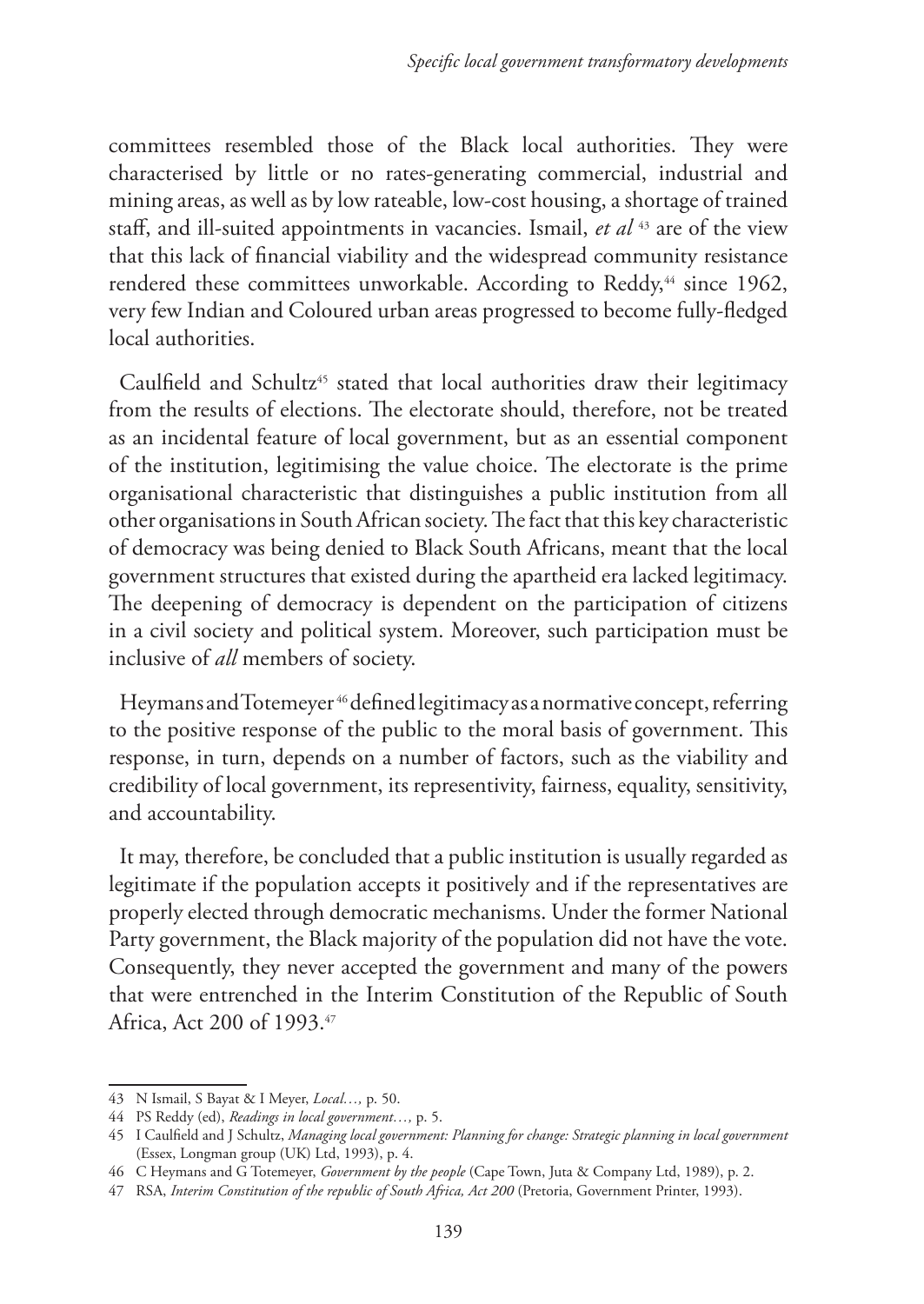committees resembled those of the Black local authorities. They were characterised by little or no rates-generating commercial, industrial and mining areas, as well as by low rateable, low-cost housing, a shortage of trained staff, and ill-suited appointments in vacancies. Ismail, *et al* [43] are of the view that this lack of financial viability and the widespread community resistance rendered these committees unworkable. According to Reddy,[44] since 1962, very few Indian and Coloured urban areas progressed to become fully-fledged local authorities.

Caulfield and Schultz[45] stated that local authorities draw their legitimacy from the results of elections. The electorate should, therefore, not be treated as an incidental feature of local government, but as an essential component of the institution, legitimising the value choice. The electorate is the prime organisational characteristic that distinguishes a public institution from all other organisations in South African society. The fact that this key characteristic of democracy was being denied to Black South Africans, meant that the local government structures that existed during the apartheid era lacked legitimacy. The deepening of democracy is dependent on the participation of citizens in a civil society and political system. Moreover, such participation must be inclusive of *all* members of society.

Heymans and Totemeyer [46] defined legitimacy as a normative concept, referring to the positive response of the public to the moral basis of government. This response, in turn, depends on a number of factors, such as the viability and credibility of local government, its representivity, fairness, equality, sensitivity, and accountability.

It may, therefore, be concluded that a public institution is usually regarded as legitimate if the population accepts it positively and if the representatives are properly elected through democratic mechanisms. Under the former National Party government, the Black majority of the population did not have the vote. Consequently, they never accepted the government and many of the powers that were entrenched in the Interim Constitution of the Republic of South Africa, Act 200 of 1993.[47]

---

43 N Ismail, S Bayat & I Meyer, *Local…,* p. 50.

44 PS Reddy (ed), *Readings in local government…,* p. 5.

45 I Caulfield and J Schultz, *Managing local government: Planning for change: Strategic planning in local government* (Essex, Longman group (UK) Ltd, 1993), p. 4.

46 C Heymans and G Totemeyer, *Government by the people* (Cape Town, Juta & Company Ltd, 1989), p. 2.

47 RSA, *Interim Constitution of the republic of South Africa, Act 200* (Pretoria, Government Printer, 1993).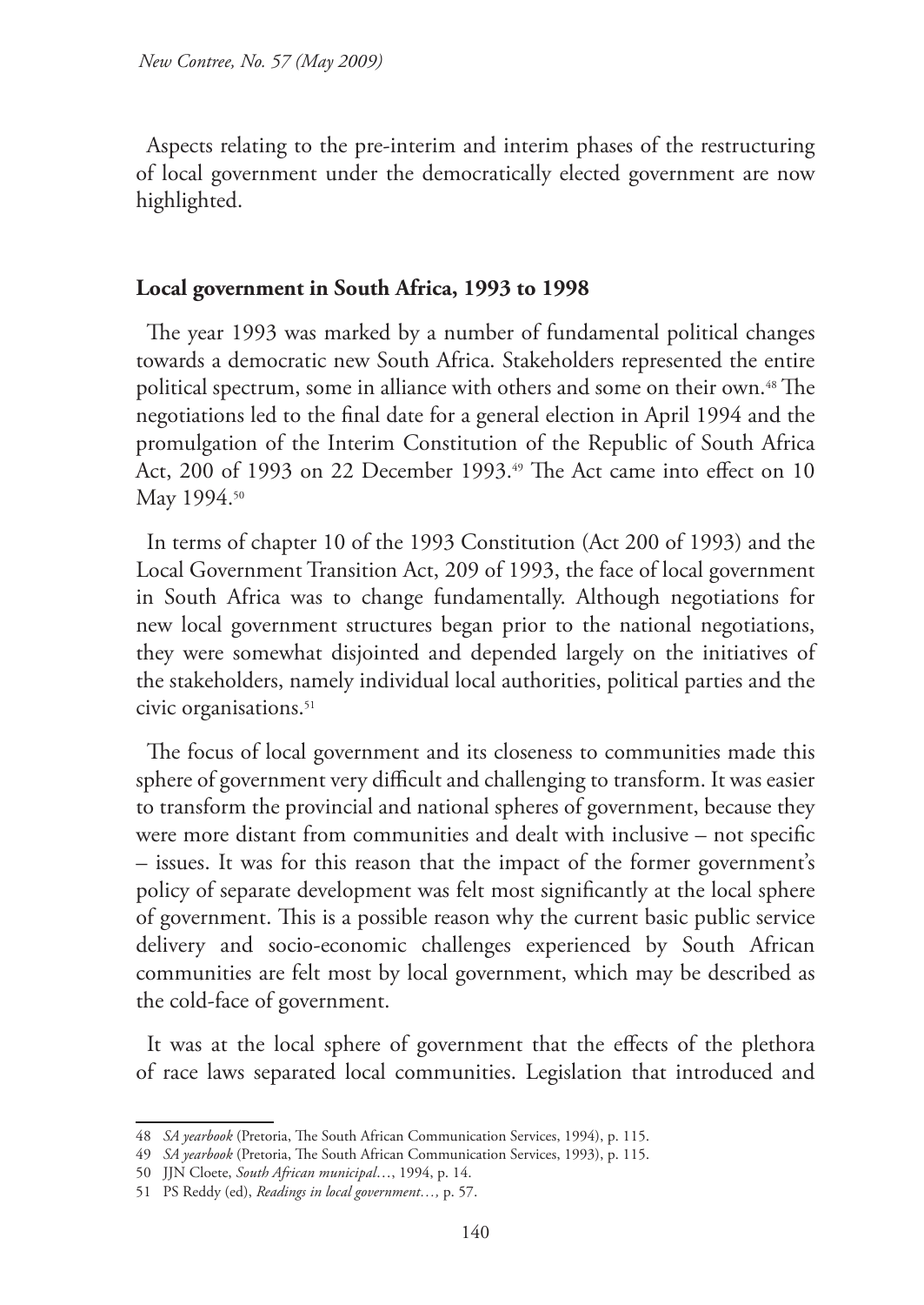Aspects relating to the pre-interim and interim phases of the restructuring of local government under the democratically elected government are now highlighted.

**Local government in South Africa, 1993 to 1998**

The year 1993 was marked by a number of fundamental political changes towards a democratic new South Africa. Stakeholders represented the entire political spectrum, some in alliance with others and some on their own.[48] The negotiations led to the final date for a general election in April 1994 and the promulgation of the Interim Constitution of the Republic of South Africa Act, 200 of 1993 on 22 December 1993.[49] The Act came into effect on 10 May 1994.[50]

In terms of chapter 10 of the 1993 Constitution (Act 200 of 1993) and the Local Government Transition Act, 209 of 1993, the face of local government in South Africa was to change fundamentally. Although negotiations for new local government structures began prior to the national negotiations, they were somewhat disjointed and depended largely on the initiatives of the stakeholders, namely individual local authorities, political parties and the civic organisations.[51]

The focus of local government and its closeness to communities made this sphere of government very difficult and challenging to transform. It was easier to transform the provincial and national spheres of government, because they were more distant from communities and dealt with inclusive – not specific – issues. It was for this reason that the impact of the former government's policy of separate development was felt most significantly at the local sphere of government. This is a possible reason why the current basic public service delivery and socio-economic challenges experienced by South African communities are felt most by local government, which may be described as the cold-face of government.

It was at the local sphere of government that the effects of the plethora of race laws separated local communities. Legislation that introduced and

48 *SA yearbook* (Pretoria, The South African Communication Services, 1994), p. 115.

49 *SA yearbook* (Pretoria, The South African Communication Services, 1993), p. 115.

50 JJN Cloete, *South African municipal…*, 1994, p. 14.

51 PS Reddy (ed), *Readings in local government…,* p. 57.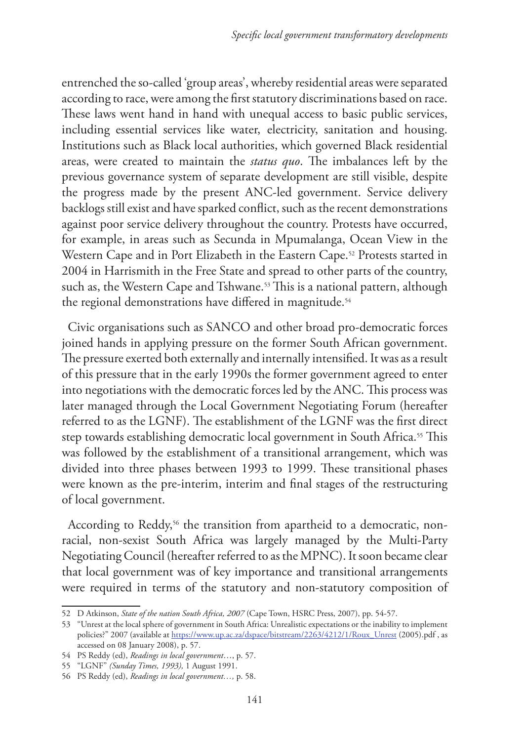entrenched the so-called 'group areas', whereby residential areas were separated according to race, were among the first statutory discriminations based on race. These laws went hand in hand with unequal access to basic public services, including essential services like water, electricity, sanitation and housing. Institutions such as Black local authorities, which governed Black residential areas, were created to maintain the *status quo*. The imbalances left by the previous governance system of separate development are still visible, despite the progress made by the present ANC-led government. Service delivery backlogs still exist and have sparked conflict, such as the recent demonstrations against poor service delivery throughout the country. Protests have occurred, for example, in areas such as Secunda in Mpumalanga, Ocean View in the Western Cape and in Port Elizabeth in the Eastern Cape.[52] Protests started in 2004 in Harrismith in the Free State and spread to other parts of the country, such as, the Western Cape and Tshwane.[53] This is a national pattern, although the regional demonstrations have differed in magnitude.[54]

Civic organisations such as SANCO and other broad pro-democratic forces joined hands in applying pressure on the former South African government. The pressure exerted both externally and internally intensified. It was as a result of this pressure that in the early 1990s the former government agreed to enter into negotiations with the democratic forces led by the ANC. This process was later managed through the Local Government Negotiating Forum (hereafter referred to as the LGNF). The establishment of the LGNF was the first direct step towards establishing democratic local government in South Africa.[55] This was followed by the establishment of a transitional arrangement, which was divided into three phases between 1993 to 1999. These transitional phases were known as the pre-interim, interim and final stages of the restructuring of local government.

According to Reddy,[56] the transition from apartheid to a democratic, non-racial, non-sexist South Africa was largely managed by the Multi-Party Negotiating Council (hereafter referred to as the MPNC). It soon became clear that local government was of key importance and transitional arrangements were required in terms of the statutory and non-statutory composition of

---

52 D Atkinson, *State of the nation South Africa, 2007* (Cape Town, HSRC Press, 2007), pp. 54-57.

53 "Unrest at the local sphere of government in South Africa: Unrealistic expectations or the inability to implement policies?" 2007 (available at https://www.up.ac.za/dspace/bitstream/2263/4212/1/Roux_Unrest (2005).pdf , as accessed on 08 January 2008), p. 57.

54 PS Reddy (ed), *Readings in local government*…, p. 57.

55 "LGNF" *(Sunday Times, 1993),* 1 August 1991.

56 PS Reddy (ed), *Readings in local government…,* p. 58.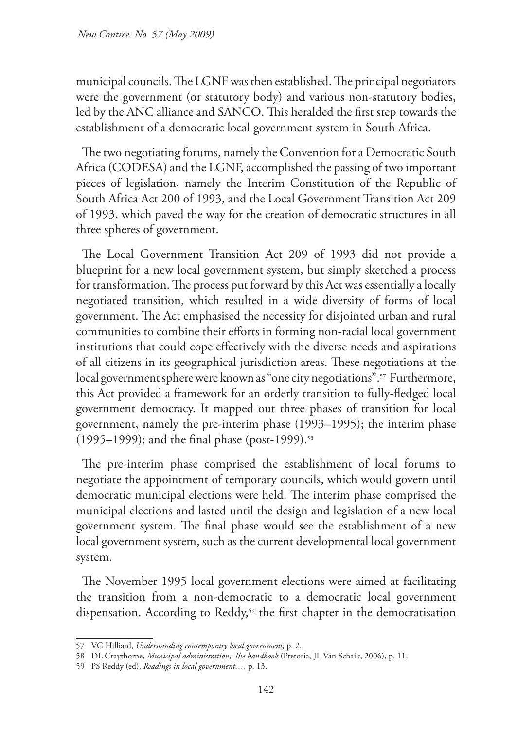municipal councils. The LGNF was then established. The principal negotiators were the government (or statutory body) and various non-statutory bodies, led by the ANC alliance and SANCO. This heralded the first step towards the establishment of a democratic local government system in South Africa.

The two negotiating forums, namely the Convention for a Democratic South Africa (CODESA) and the LGNF, accomplished the passing of two important pieces of legislation, namely the Interim Constitution of the Republic of South Africa Act 200 of 1993, and the Local Government Transition Act 209 of 1993, which paved the way for the creation of democratic structures in all three spheres of government.

The Local Government Transition Act 209 of 1993 did not provide a blueprint for a new local government system, but simply sketched a process for transformation. The process put forward by this Act was essentially a locally negotiated transition, which resulted in a wide diversity of forms of local government. The Act emphasised the necessity for disjointed urban and rural communities to combine their efforts in forming non-racial local government institutions that could cope effectively with the diverse needs and aspirations of all citizens in its geographical jurisdiction areas. These negotiations at the local government sphere were known as "one city negotiations".[57] Furthermore, this Act provided a framework for an orderly transition to fully-fledged local government democracy. It mapped out three phases of transition for local government, namely the pre-interim phase (1993–1995); the interim phase (1995–1999); and the final phase (post-1999).[58]

The pre-interim phase comprised the establishment of local forums to negotiate the appointment of temporary councils, which would govern until democratic municipal elections were held. The interim phase comprised the municipal elections and lasted until the design and legislation of a new local government system. The final phase would see the establishment of a new local government system, such as the current developmental local government system.

The November 1995 local government elections were aimed at facilitating the transition from a non-democratic to a democratic local government dispensation. According to Reddy,[59] the first chapter in the democratisation

---

57 VG Hilliard, *Understanding contemporary local government,* p. 2.

58 DL Craythorne, *Municipal administration, The handbook* (Pretoria, JL Van Schaik, 2006), p. 11.

59 PS Reddy (ed), *Readings in local government…*, p. 13.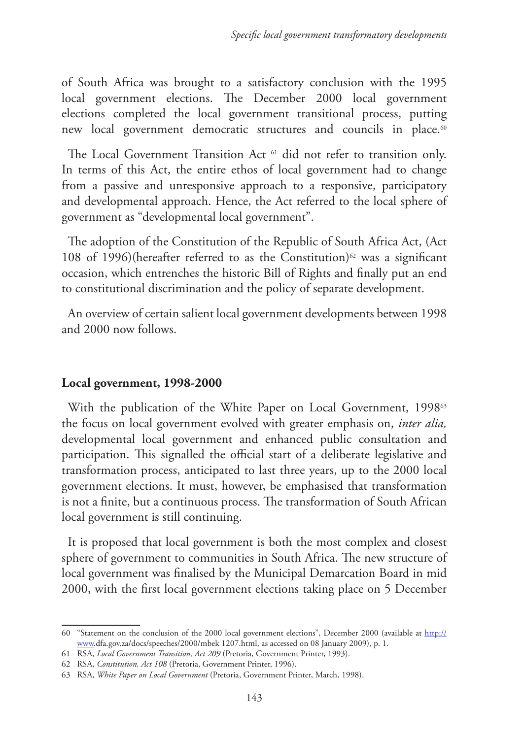of South Africa was brought to a satisfactory conclusion with the 1995 local government elections. The December 2000 local government elections completed the local government transitional process, putting new local government democratic structures and councils in place.[60]

The Local Government Transition Act [61] did not refer to transition only. In terms of this Act, the entire ethos of local government had to change from a passive and unresponsive approach to a responsive, participatory and developmental approach. Hence, the Act referred to the local sphere of government as "developmental local government".

The adoption of the Constitution of the Republic of South Africa Act, (Act 108 of 1996)(hereafter referred to as the Constitution)[62] was a significant occasion, which entrenches the historic Bill of Rights and finally put an end to constitutional discrimination and the policy of separate development.

An overview of certain salient local government developments between 1998 and 2000 now follows.

## Local government, 1998-2000

With the publication of the White Paper on Local Government, 1998[63] the focus on local government evolved with greater emphasis on, *inter alia,* developmental local government and enhanced public consultation and participation. This signalled the official start of a deliberate legislative and transformation process, anticipated to last three years, up to the 2000 local government elections. It must, however, be emphasised that transformation is not a finite, but a continuous process. The transformation of South African local government is still continuing.

It is proposed that local government is both the most complex and closest sphere of government to communities in South Africa. The new structure of local government was finalised by the Municipal Demarcation Board in mid 2000, with the first local government elections taking place on 5 December

---

60 "Statement on the conclusion of the 2000 local government elections", December 2000 (available at http://www.dfa.gov.za/docs/speeches/2000/mbek 1207.html, as accessed on 08 January 2009), p. 1.

61 RSA, *Local Government Transition, Act 209* (Pretoria, Government Printer, 1993).

62 RSA, *Constitution, Act 108* (Pretoria, Government Printer, 1996).

63 RSA, *White Paper on Local Government* (Pretoria, Government Printer, March, 1998).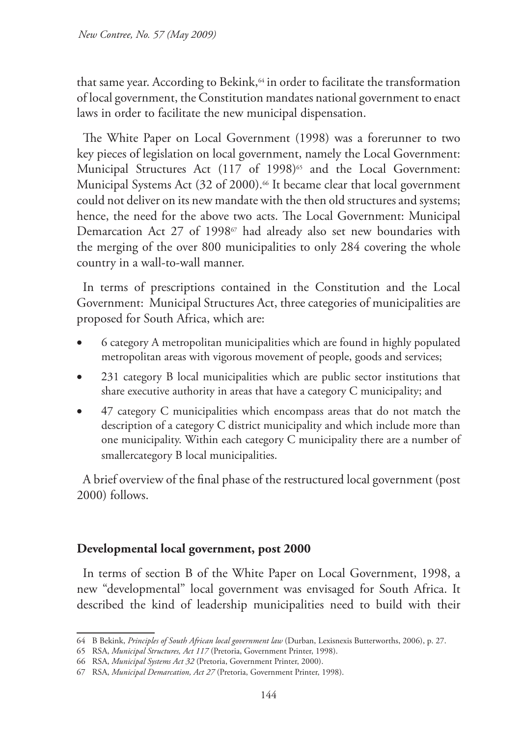that same year. According to Bekink,[64] in order to facilitate the transformation of local government, the Constitution mandates national government to enact laws in order to facilitate the new municipal dispensation.

The White Paper on Local Government (1998) was a forerunner to two key pieces of legislation on local government, namely the Local Government: Municipal Structures Act (117 of 1998)[65] and the Local Government: Municipal Systems Act (32 of 2000).[66] It became clear that local government could not deliver on its new mandate with the then old structures and systems; hence, the need for the above two acts. The Local Government: Municipal Demarcation Act 27 of 1998[67] had already also set new boundaries with the merging of the over 800 municipalities to only 284 covering the whole country in a wall-to-wall manner.

In terms of prescriptions contained in the Constitution and the Local Government: Municipal Structures Act, three categories of municipalities are proposed for South Africa, which are:

- 6 category A metropolitan municipalities which are found in highly populated metropolitan areas with vigorous movement of people, goods and services;
- 231 category B local municipalities which are public sector institutions that share executive authority in areas that have a category C municipality; and
- 47 category C municipalities which encompass areas that do not match the description of a category C district municipality and which include more than one municipality. Within each category C municipality there are a number of smallercategory B local municipalities.

A brief overview of the final phase of the restructured local government (post 2000) follows.

## Developmental local government, post 2000

In terms of section B of the White Paper on Local Government, 1998, a new "developmental" local government was envisaged for South Africa. It described the kind of leadership municipalities need to build with their

---

64 B Bekink, *Principles of South African local government law* (Durban, Lexisnexis Butterworths, 2006), p. 27.

65 RSA, *Municipal Structures, Act 117* (Pretoria, Government Printer, 1998).

66 RSA, *Municipal Systems Act 32* (Pretoria, Government Printer, 2000).

67 RSA, *Municipal Demarcation, Act 27* (Pretoria, Government Printer, 1998).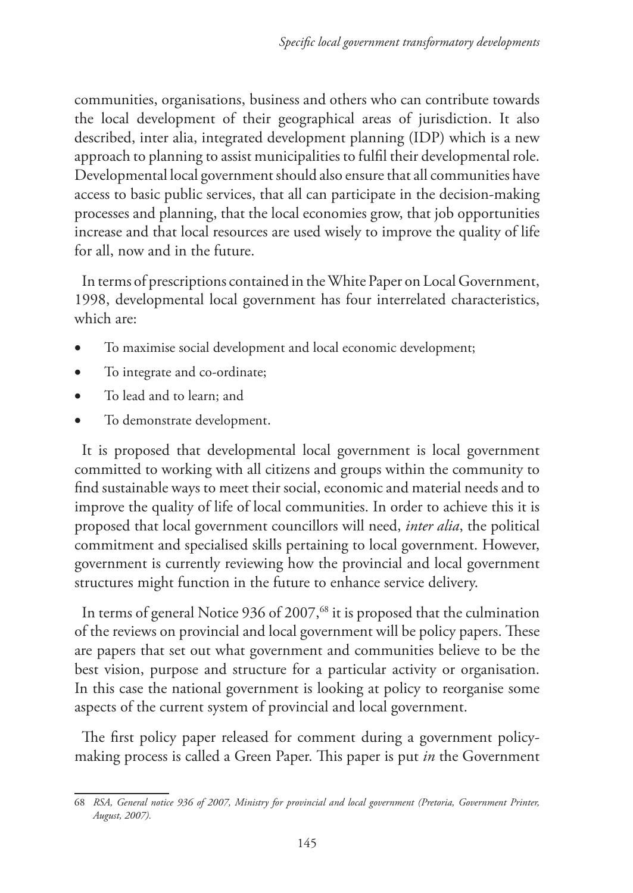communities, organisations, business and others who can contribute towards the local development of their geographical areas of jurisdiction. It also described, inter alia, integrated development planning (IDP) which is a new approach to planning to assist municipalities to fulfil their developmental role. Developmental local government should also ensure that all communities have access to basic public services, that all can participate in the decision-making processes and planning, that the local economies grow, that job opportunities increase and that local resources are used wisely to improve the quality of life for all, now and in the future.

In terms of prescriptions contained in the White Paper on Local Government, 1998, developmental local government has four interrelated characteristics, which are:

- To maximise social development and local economic development;
- To integrate and co-ordinate;
- To lead and to learn; and
- To demonstrate development.

It is proposed that developmental local government is local government committed to working with all citizens and groups within the community to find sustainable ways to meet their social, economic and material needs and to improve the quality of life of local communities. In order to achieve this it is proposed that local government councillors will need, *inter alia*, the political commitment and specialised skills pertaining to local government. However, government is currently reviewing how the provincial and local government structures might function in the future to enhance service delivery.

In terms of general Notice 936 of 2007,[68] it is proposed that the culmination of the reviews on provincial and local government will be policy papers. These are papers that set out what government and communities believe to be the best vision, purpose and structure for a particular activity or organisation. In this case the national government is looking at policy to reorganise some aspects of the current system of provincial and local government.

The first policy paper released for comment during a government policy-making process is called a Green Paper. This paper is put *in* the Government

---

68 *RSA, General notice 936 of 2007, Ministry for provincial and local government (Pretoria, Government Printer, August, 2007).*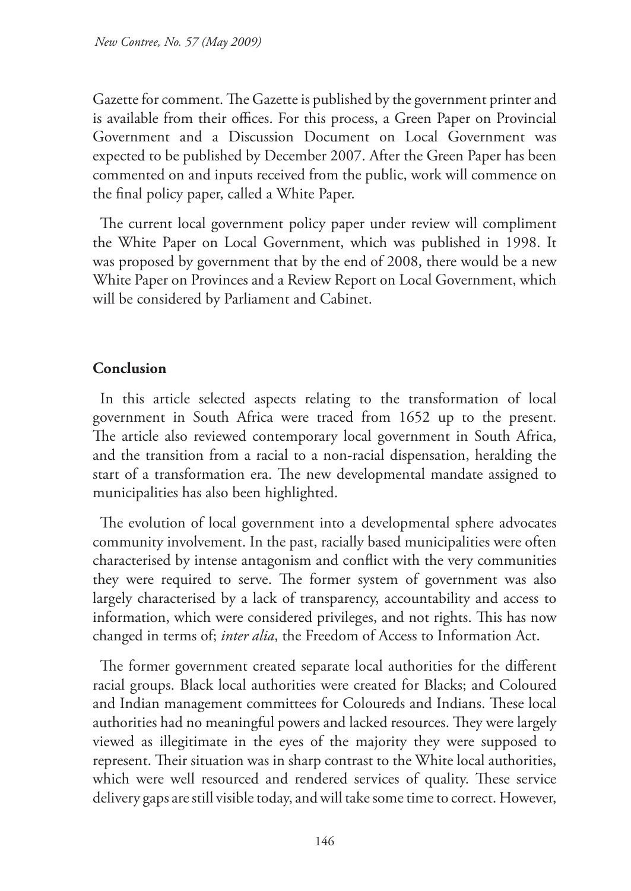Gazette for comment. The Gazette is published by the government printer and is available from their offices. For this process, a Green Paper on Provincial Government and a Discussion Document on Local Government was expected to be published by December 2007. After the Green Paper has been commented on and inputs received from the public, work will commence on the final policy paper, called a White Paper.

The current local government policy paper under review will compliment the White Paper on Local Government, which was published in 1998. It was proposed by government that by the end of 2008, there would be a new White Paper on Provinces and a Review Report on Local Government, which will be considered by Parliament and Cabinet.

## Conclusion

In this article selected aspects relating to the transformation of local government in South Africa were traced from 1652 up to the present. The article also reviewed contemporary local government in South Africa, and the transition from a racial to a non-racial dispensation, heralding the start of a transformation era. The new developmental mandate assigned to municipalities has also been highlighted.

The evolution of local government into a developmental sphere advocates community involvement. In the past, racially based municipalities were often characterised by intense antagonism and conflict with the very communities they were required to serve. The former system of government was also largely characterised by a lack of transparency, accountability and access to information, which were considered privileges, and not rights. This has now changed in terms of; *inter alia*, the Freedom of Access to Information Act.

The former government created separate local authorities for the different racial groups. Black local authorities were created for Blacks; and Coloured and Indian management committees for Coloureds and Indians. These local authorities had no meaningful powers and lacked resources. They were largely viewed as illegitimate in the eyes of the majority they were supposed to represent. Their situation was in sharp contrast to the White local authorities, which were well resourced and rendered services of quality. These service delivery gaps are still visible today, and will take some time to correct. However,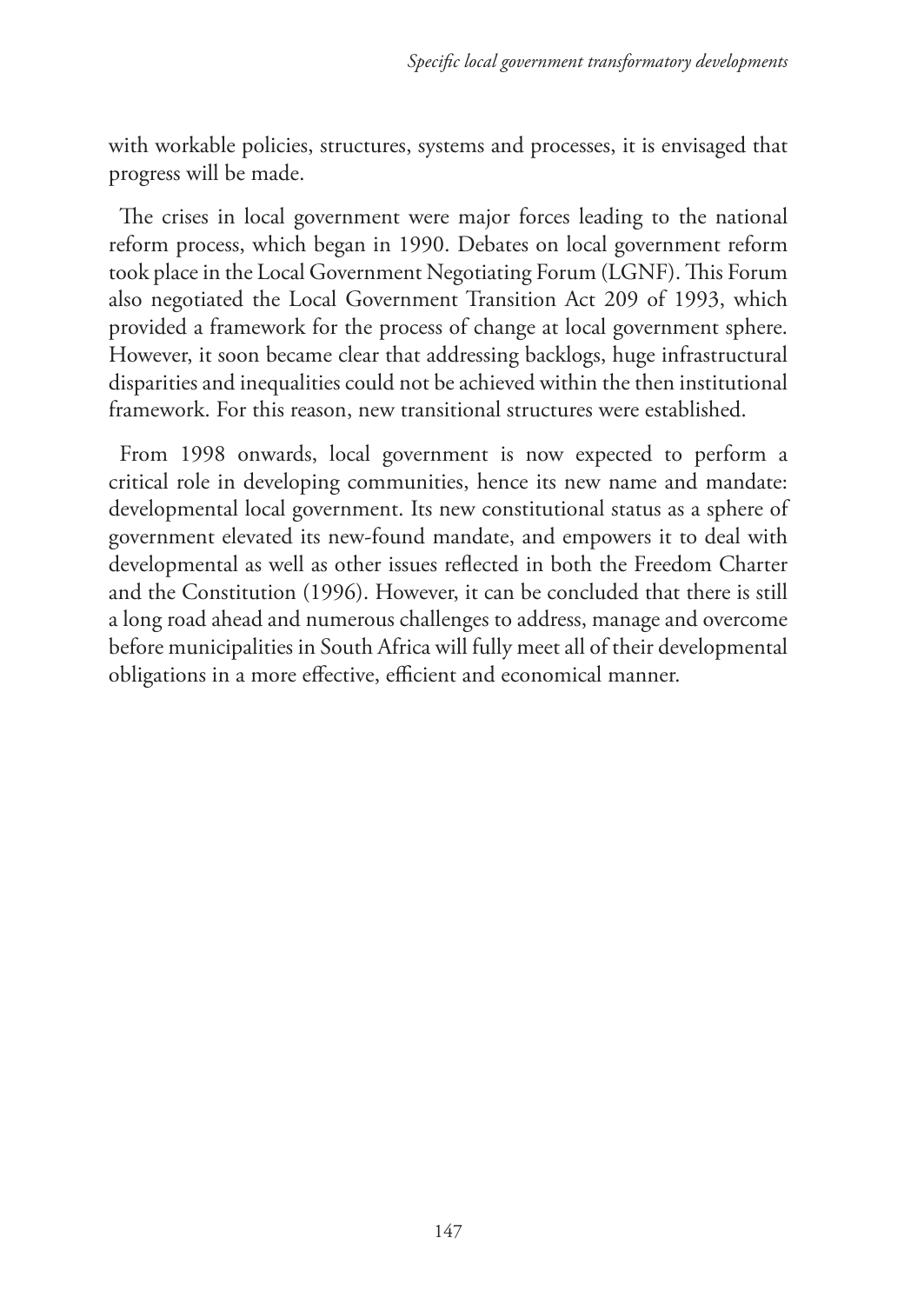with workable policies, structures, systems and processes, it is envisaged that progress will be made.

The crises in local government were major forces leading to the national reform process, which began in 1990. Debates on local government reform took place in the Local Government Negotiating Forum (LGNF). This Forum also negotiated the Local Government Transition Act 209 of 1993, which provided a framework for the process of change at local government sphere. However, it soon became clear that addressing backlogs, huge infrastructural disparities and inequalities could not be achieved within the then institutional framework. For this reason, new transitional structures were established.

From 1998 onwards, local government is now expected to perform a critical role in developing communities, hence its new name and mandate: developmental local government. Its new constitutional status as a sphere of government elevated its new-found mandate, and empowers it to deal with developmental as well as other issues reflected in both the Freedom Charter and the Constitution (1996). However, it can be concluded that there is still a long road ahead and numerous challenges to address, manage and overcome before municipalities in South Africa will fully meet all of their developmental obligations in a more effective, efficient and economical manner.